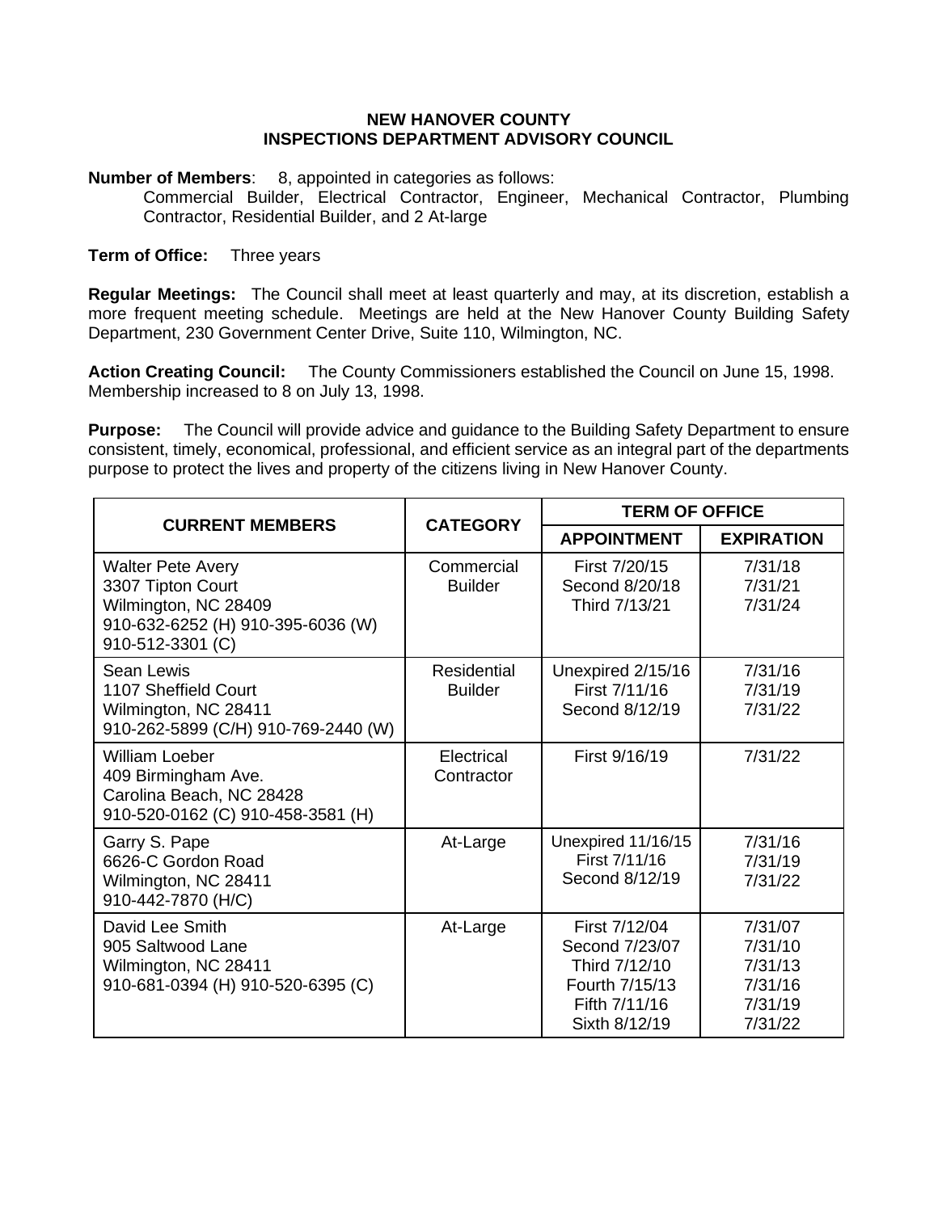# NEW HANOVER COUNTY
## INSPECTIONS DEPARTMENT ADVISORY COUNCIL

**Number of Members**: 8, appointed in categories as follows:
Commercial Builder, Electrical Contractor, Engineer, Mechanical Contractor, Plumbing Contractor, Residential Builder, and 2 At-large

**Term of Office:** Three years

**Regular Meetings:** The Council shall meet at least quarterly and may, at its discretion, establish a more frequent meeting schedule. Meetings are held at the New Hanover County Building Safety Department, 230 Government Center Drive, Suite 110, Wilmington, NC.

**Action Creating Council:** The County Commissioners established the Council on June 15, 1998. Membership increased to 8 on July 13, 1998.

**Purpose:** The Council will provide advice and guidance to the Building Safety Department to ensure consistent, timely, economical, professional, and efficient service as an integral part of the departments purpose to protect the lives and property of the citizens living in New Hanover County.

| CURRENT MEMBERS | CATEGORY | TERM OF OFFICE | |
|---|---|---|---|
| | | **APPOINTMENT** | **EXPIRATION** |
| Walter Pete Avery<br>3307 Tipton Court<br>Wilmington, NC 28409<br>910-632-6252 (H) 910-395-6036 (W)<br>910-512-3301 (C) | Commercial Builder | First 7/20/15<br>Second 8/20/18<br>Third 7/13/21 | 7/31/18<br>7/31/21<br>7/31/24 |
| Sean Lewis<br>1107 Sheffield Court<br>Wilmington, NC 28411<br>910-262-5899 (C/H) 910-769-2440 (W) | Residential Builder | Unexpired 2/15/16<br>First 7/11/16<br>Second 8/12/19 | 7/31/16<br>7/31/19<br>7/31/22 |
| William Loeber<br>409 Birmingham Ave.<br>Carolina Beach, NC 28428<br>910-520-0162 (C) 910-458-3581 (H) | Electrical Contractor | First 9/16/19 | 7/31/22 |
| Garry S. Pape<br>6626-C Gordon Road<br>Wilmington, NC 28411<br>910-442-7870 (H/C) | At-Large | Unexpired 11/16/15<br>First 7/11/16<br>Second 8/12/19 | 7/31/16<br>7/31/19<br>7/31/22 |
| David Lee Smith<br>905 Saltwood Lane<br>Wilmington, NC 28411<br>910-681-0394 (H) 910-520-6395 (C) | At-Large | First 7/12/04<br>Second 7/23/07<br>Third 7/12/10<br>Fourth 7/15/13<br>Fifth 7/11/16<br>Sixth 8/12/19 | 7/31/07<br>7/31/10<br>7/31/13<br>7/31/16<br>7/31/19<br>7/31/22 |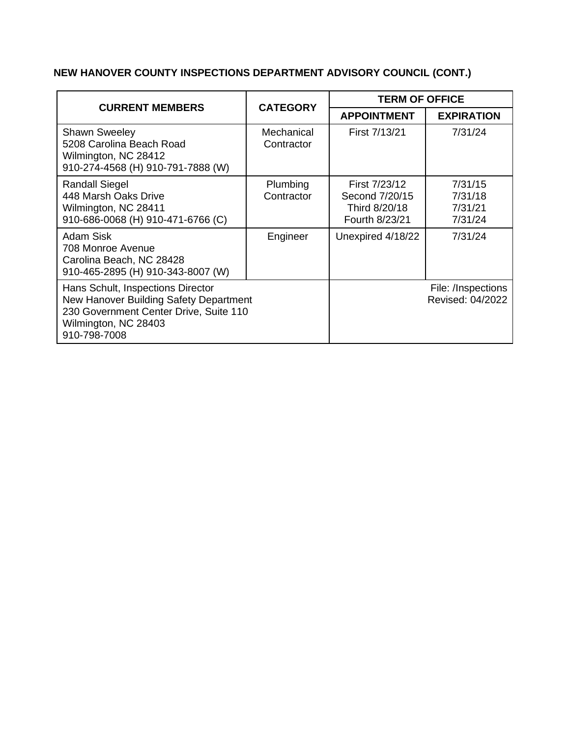**NEW HANOVER COUNTY INSPECTIONS DEPARTMENT ADVISORY COUNCIL (CONT.)**

| CURRENT MEMBERS | CATEGORY | TERM OF OFFICE | |
|---|---|---|---|
| | | APPOINTMENT | EXPIRATION |
| Shawn Sweeley<br>5208 Carolina Beach Road<br>Wilmington, NC 28412<br>910-274-4568 (H) 910-791-7888 (W) | Mechanical Contractor | First 7/13/21 | 7/31/24 |
| Randall Siegel<br>448 Marsh Oaks Drive<br>Wilmington, NC 28411<br>910-686-0068 (H) 910-471-6766 (C) | Plumbing Contractor | First 7/23/12<br>Second 7/20/15<br>Third 8/20/18<br>Fourth 8/23/21 | 7/31/15<br>7/31/18<br>7/31/21<br>7/31/24 |
| Adam Sisk<br>708 Monroe Avenue<br>Carolina Beach, NC 28428<br>910-465-2895 (H) 910-343-8007 (W) | Engineer | Unexpired 4/18/22 | 7/31/24 |
| Hans Schult, Inspections Director<br>New Hanover Building Safety Department<br>230 Government Center Drive, Suite 110<br>Wilmington, NC 28403<br>910-798-7008 | | | File: /Inspections<br>Revised: 04/2022 |